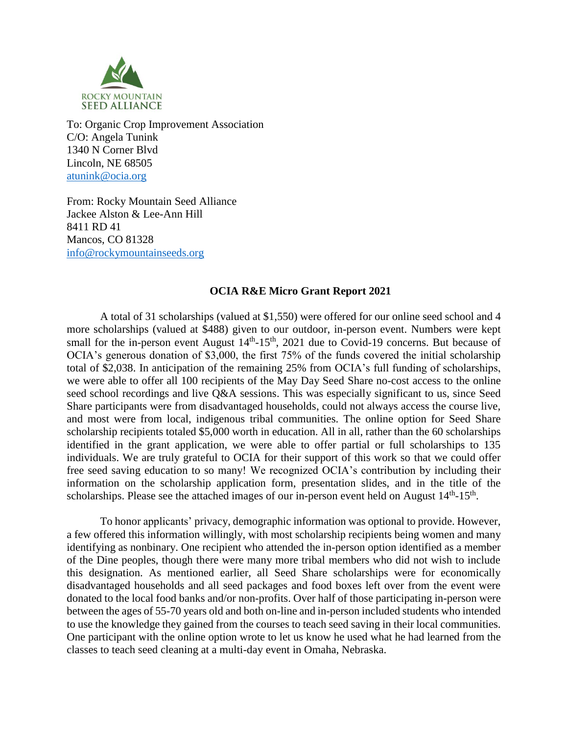ROCKY MOUNTAIN SEED ALLIANCE

To: Organic Crop Improvement Association
C/O: Angela Tunink
1340 N Corner Blvd
Lincoln, NE 68505
atunink@ocia.org

From: Rocky Mountain Seed Alliance
Jackee Alston & Lee-Ann Hill
8411 RD 41
Mancos, CO 81328
info@rockymountainseeds.org

**OCIA R&E Micro Grant Report 2021**

A total of 31 scholarships (valued at $1,550) were offered for our online seed school and 4 more scholarships (valued at $488) given to our outdoor, in-person event. Numbers were kept small for the in-person event August 14th-15th, 2021 due to Covid-19 concerns. But because of OCIA's generous donation of $3,000, the first 75% of the funds covered the initial scholarship total of $2,038. In anticipation of the remaining 25% from OCIA's full funding of scholarships, we were able to offer all 100 recipients of the May Day Seed Share no-cost access to the online seed school recordings and live Q&A sessions. This was especially significant to us, since Seed Share participants were from disadvantaged households, could not always access the course live, and most were from local, indigenous tribal communities. The online option for Seed Share scholarship recipients totaled $5,000 worth in education. All in all, rather than the 60 scholarships identified in the grant application, we were able to offer partial or full scholarships to 135 individuals. We are truly grateful to OCIA for their support of this work so that we could offer free seed saving education to so many! We recognized OCIA's contribution by including their information on the scholarship application form, presentation slides, and in the title of the scholarships. Please see the attached images of our in-person event held on August 14th-15th.

To honor applicants' privacy, demographic information was optional to provide. However, a few offered this information willingly, with most scholarship recipients being women and many identifying as nonbinary. One recipient who attended the in-person option identified as a member of the Dine peoples, though there were many more tribal members who did not wish to include this designation. As mentioned earlier, all Seed Share scholarships were for economically disadvantaged households and all seed packages and food boxes left over from the event were donated to the local food banks and/or non-profits. Over half of those participating in-person were between the ages of 55-70 years old and both on-line and in-person included students who intended to use the knowledge they gained from the courses to teach seed saving in their local communities. One participant with the online option wrote to let us know he used what he had learned from the classes to teach seed cleaning at a multi-day event in Omaha, Nebraska.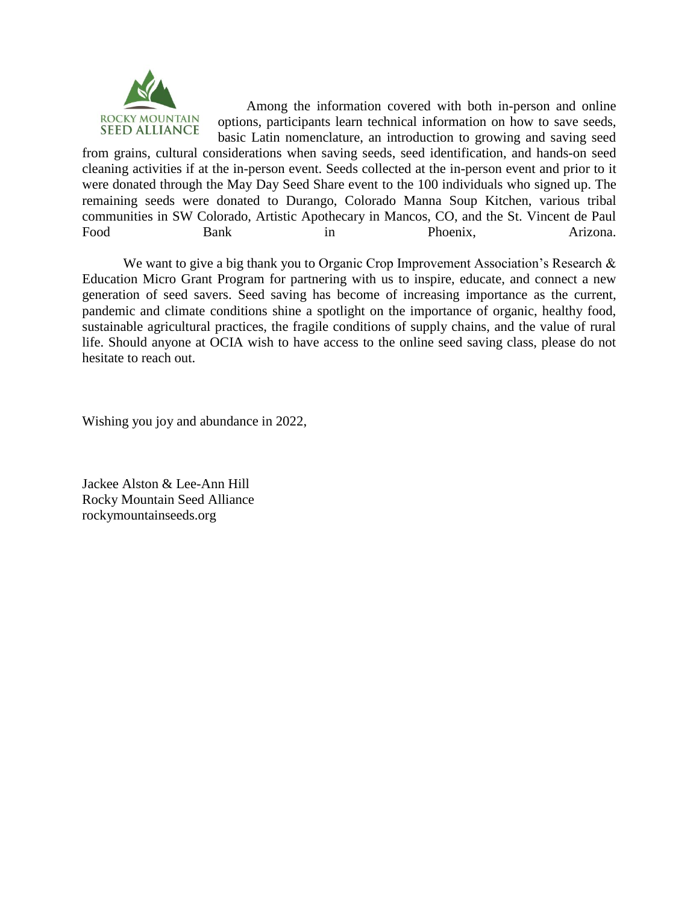ROCKY MOUNTAIN SEED ALLIANCE

Among the information covered with both in-person and online options, participants learn technical information on how to save seeds, basic Latin nomenclature, an introduction to growing and saving seed from grains, cultural considerations when saving seeds, seed identification, and hands-on seed cleaning activities if at the in-person event. Seeds collected at the in-person event and prior to it were donated through the May Day Seed Share event to the 100 individuals who signed up. The remaining seeds were donated to Durango, Colorado Manna Soup Kitchen, various tribal communities in SW Colorado, Artistic Apothecary in Mancos, CO, and the St. Vincent de Paul Food Bank in Phoenix, Arizona.

We want to give a big thank you to Organic Crop Improvement Association's Research & Education Micro Grant Program for partnering with us to inspire, educate, and connect a new generation of seed savers. Seed saving has become of increasing importance as the current, pandemic and climate conditions shine a spotlight on the importance of organic, healthy food, sustainable agricultural practices, the fragile conditions of supply chains, and the value of rural life. Should anyone at OCIA wish to have access to the online seed saving class, please do not hesitate to reach out.

Wishing you joy and abundance in 2022,

Jackee Alston & Lee-Ann Hill
Rocky Mountain Seed Alliance
rockymountainseeds.org